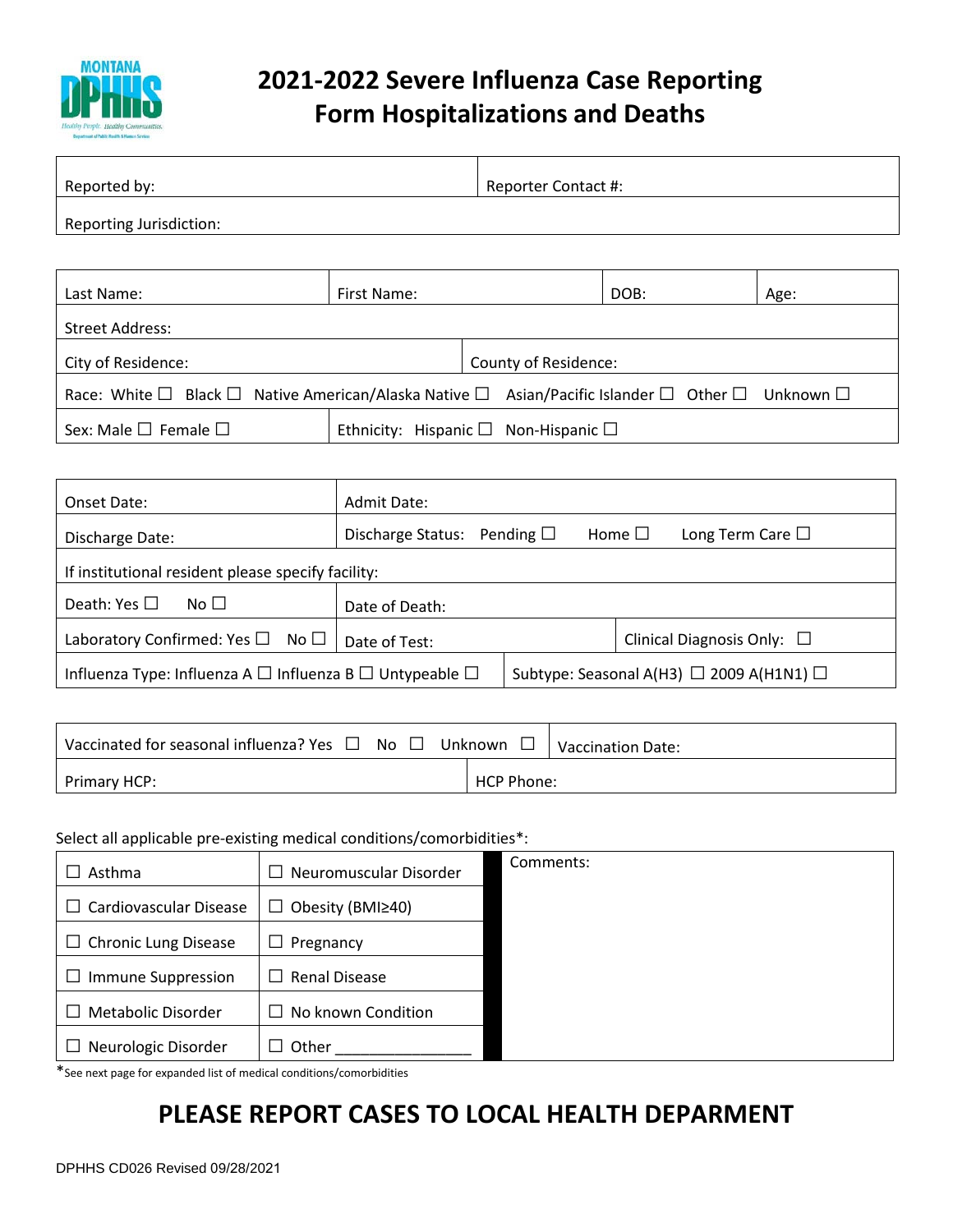# 2021-2022 Severe Influenza Case Reporting Form Hospitalizations and Deaths

| Reported by: | Reporter Contact #: |
|---|---|
| Reporting Jurisdiction: | |

| Last Name: | First Name: | DOB: | Age: |
|---|---|---|---|
| Street Address: | | | |
| City of Residence: | County of Residence: | | |
| Race: White ☐ Black ☐ Native American/Alaska Native ☐ Asian/Pacific Islander ☐ Other ☐ Unknown ☐ | | | |
| Sex: Male ☐ Female ☐ | Ethnicity: Hispanic ☐ Non-Hispanic ☐ | | |

| Onset Date: | Admit Date: | |
|---|---|---|
| Discharge Date: | Discharge Status: Pending ☐ Home ☐ Long Term Care ☐ | |
| If institutional resident please specify facility: | | |
| Death: Yes ☐ No ☐ | Date of Death: | |
| Laboratory Confirmed: Yes ☐ No ☐ | Date of Test: | Clinical Diagnosis Only: ☐ |
| Influenza Type: Influenza A ☐ Influenza B ☐ Untypeable ☐ | Subtype: Seasonal A(H3) ☐ 2009 A(H1N1) ☐ | |

| Vaccinated for seasonal influenza? Yes ☐ No ☐ Unknown ☐ | Vaccination Date: |
|---|---|
| Primary HCP: | HCP Phone: |

Select all applicable pre-existing medical conditions/comorbidities*:

| | | Comments: |
|---|---|---|
| ☐ Asthma | ☐ Neuromuscular Disorder | |
| ☐ Cardiovascular Disease | ☐ Obesity (BMI≥40) | |
| ☐ Chronic Lung Disease | ☐ Pregnancy | |
| ☐ Immune Suppression | ☐ Renal Disease | |
| ☐ Metabolic Disorder | ☐ No known Condition | |
| ☐ Neurologic Disorder | ☐ Other ________________ | |

*See next page for expanded list of medical conditions/comorbidities

## PLEASE REPORT CASES TO LOCAL HEALTH DEPARMENT

DPHHS CD026 Revised 09/28/2021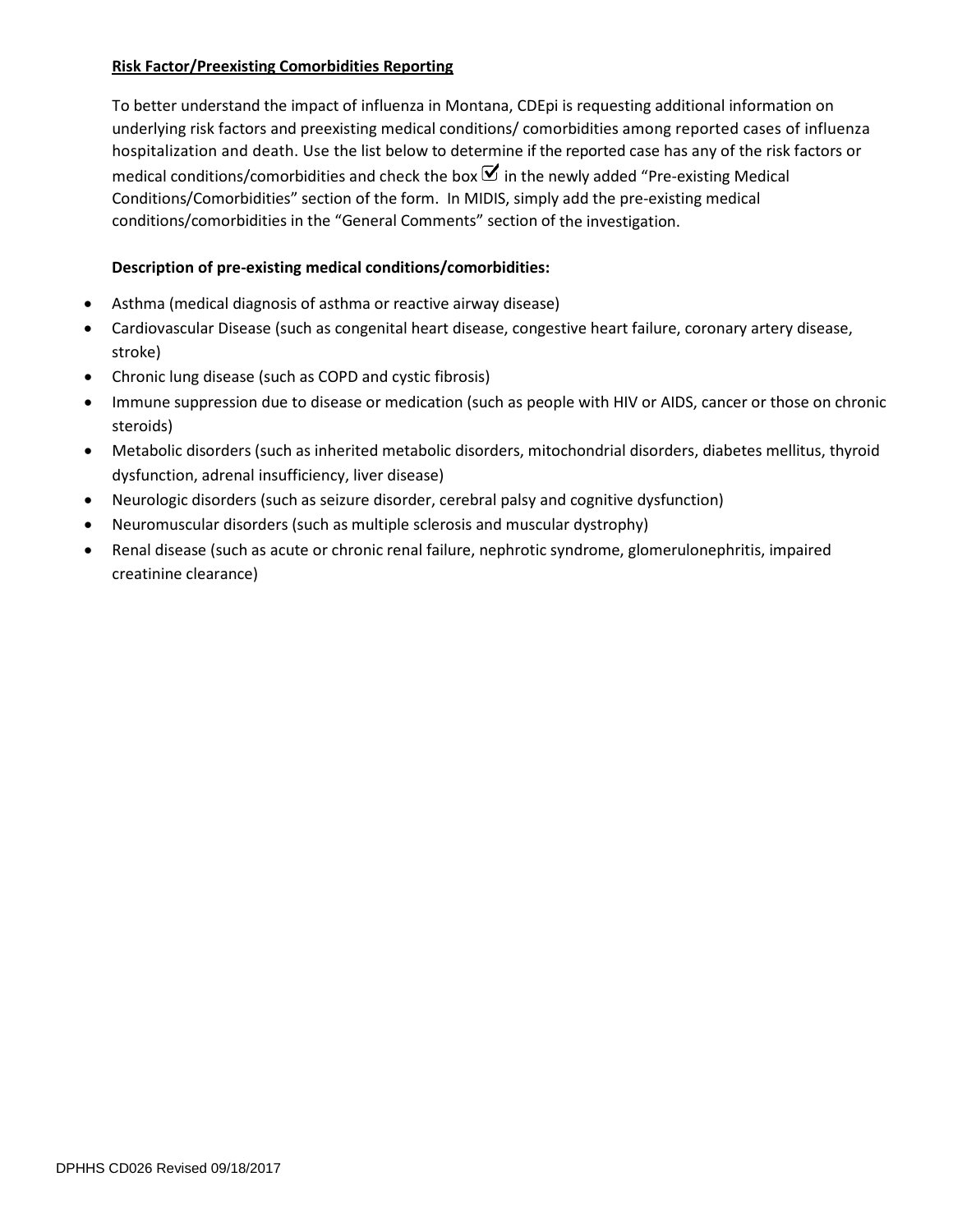**Risk Factor/Preexisting Comorbidities Reporting**

To better understand the impact of influenza in Montana, CDEpi is requesting additional information on underlying risk factors and preexisting medical conditions/ comorbidities among reported cases of influenza hospitalization and death. Use the list below to determine if the reported case has any of the risk factors or medical conditions/comorbidities and check the box ☑ in the newly added "Pre-existing Medical Conditions/Comorbidities" section of the form. In MIDIS, simply add the pre-existing medical conditions/comorbidities in the "General Comments" section of the investigation.

**Description of pre-existing medical conditions/comorbidities:**

- Asthma (medical diagnosis of asthma or reactive airway disease)
- Cardiovascular Disease (such as congenital heart disease, congestive heart failure, coronary artery disease, stroke)
- Chronic lung disease (such as COPD and cystic fibrosis)
- Immune suppression due to disease or medication (such as people with HIV or AIDS, cancer or those on chronic steroids)
- Metabolic disorders (such as inherited metabolic disorders, mitochondrial disorders, diabetes mellitus, thyroid dysfunction, adrenal insufficiency, liver disease)
- Neurologic disorders (such as seizure disorder, cerebral palsy and cognitive dysfunction)
- Neuromuscular disorders (such as multiple sclerosis and muscular dystrophy)
- Renal disease (such as acute or chronic renal failure, nephrotic syndrome, glomerulonephritis, impaired creatinine clearance)

DPHHS CD026 Revised 09/18/2017